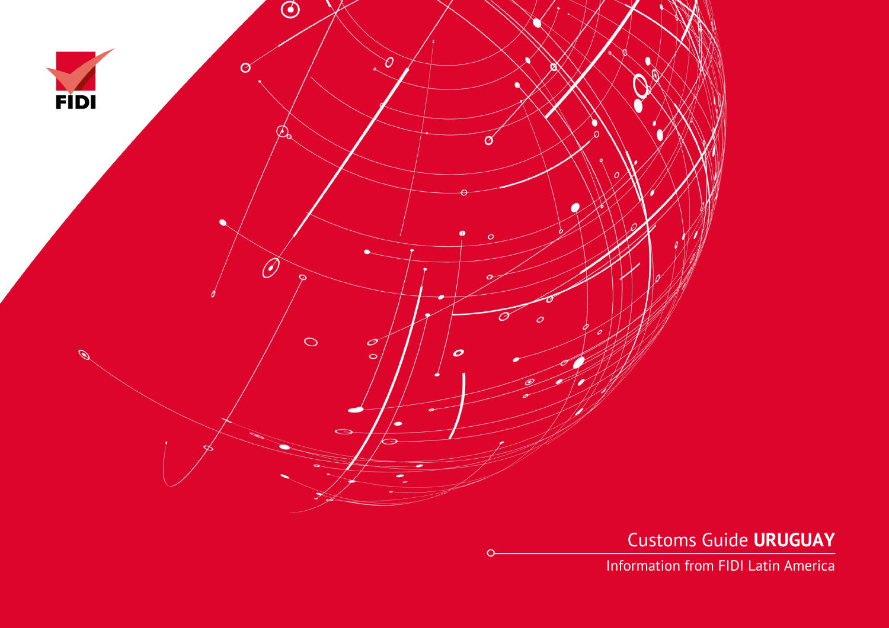FIDI

# Customs Guide **URUGUAY**

Information from FIDI Latin America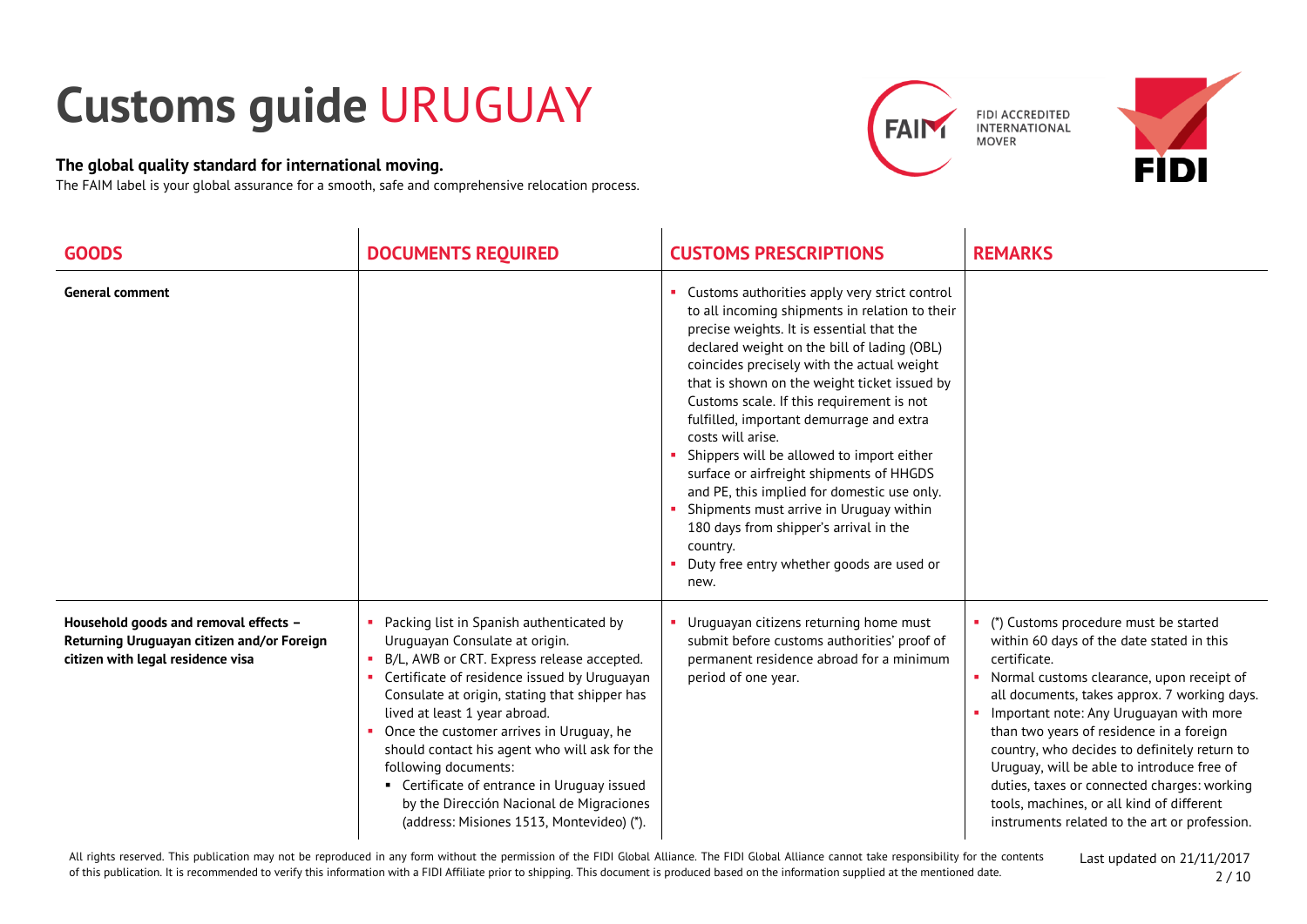# Customs guide URUGUAY

**The global quality standard for international moving.**

The FAIM label is your global assurance for a smooth, safe and comprehensive relocation process.

FIDI ACCREDITED INTERNATIONAL MOVER

| GOODS | DOCUMENTS REQUIRED | CUSTOMS PRESCRIPTIONS | REMARKS |
|---|---|---|---|
| **General comment** | | ▪ Customs authorities apply very strict control to all incoming shipments in relation to their precise weights. It is essential that the declared weight on the bill of lading (OBL) coincides precisely with the actual weight that is shown on the weight ticket issued by Customs scale. If this requirement is not fulfilled, important demurrage and extra costs will arise.<br>▪ Shippers will be allowed to import either surface or airfreight shipments of HHGDS and PE, this implied for domestic use only.<br>▪ Shipments must arrive in Uruguay within 180 days from shipper's arrival in the country.<br>▪ Duty free entry whether goods are used or new. | |
| **Household goods and removal effects – Returning Uruguayan citizen and/or Foreign citizen with legal residence visa** | ▪ Packing list in Spanish authenticated by Uruguayan Consulate at origin.<br>▪ B/L, AWB or CRT. Express release accepted.<br>▪ Certificate of residence issued by Uruguayan Consulate at origin, stating that shipper has lived at least 1 year abroad.<br>▪ Once the customer arrives in Uruguay, he should contact his agent who will ask for the following documents:<br>&nbsp;&nbsp;▪ Certificate of entrance in Uruguay issued by the Dirección Nacional de Migraciones (address: Misiones 1513, Montevideo) (*). | ▪ Uruguayan citizens returning home must submit before customs authorities' proof of permanent residence abroad for a minimum period of one year. | ▪ (*) Customs procedure must be started within 60 days of the date stated in this certificate.<br>▪ Normal customs clearance, upon receipt of all documents, takes approx. 7 working days.<br>▪ Important note: Any Uruguayan with more than two years of residence in a foreign country, who decides to definitely return to Uruguay, will be able to introduce free of duties, taxes or connected charges: working tools, machines, or all kind of different instruments related to the art or profession. |

All rights reserved. This publication may not be reproduced in any form without the permission of the FIDI Global Alliance. The FIDI Global Alliance cannot take responsibility for the contents of this publication. It is recommended to verify this information with a FIDI Affiliate prior to shipping. This document is produced based on the information supplied at the mentioned date.

Last updated on 21/11/2017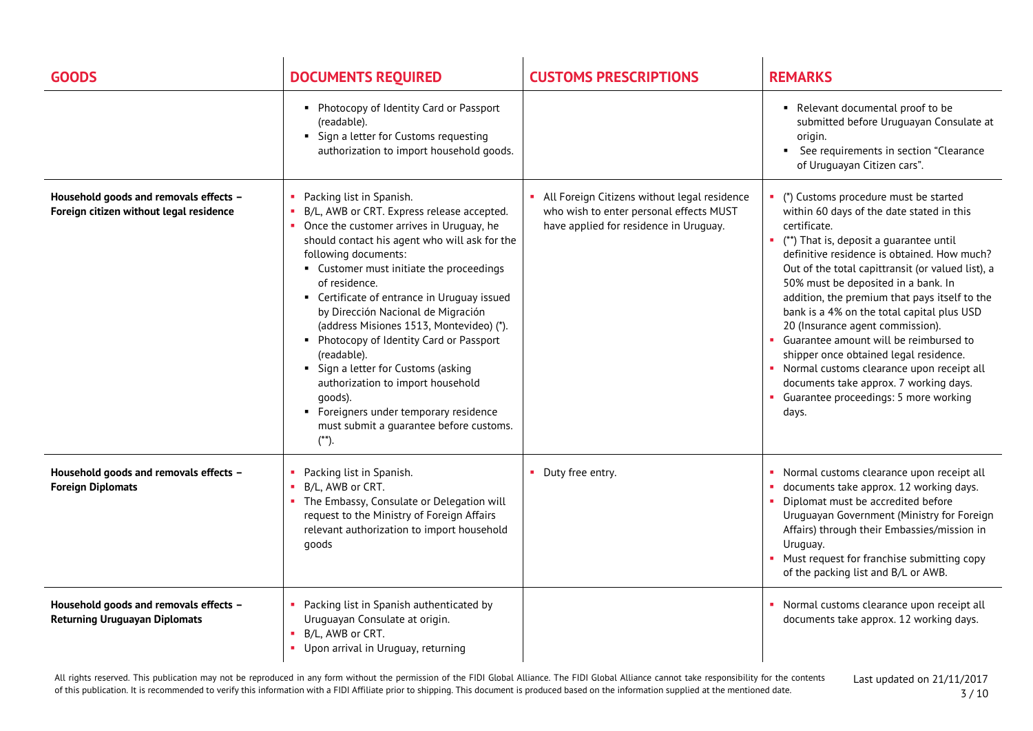| GOODS | DOCUMENTS REQUIRED | CUSTOMS PRESCRIPTIONS | REMARKS |
|---|---|---|---|
| | ▪ Photocopy of Identity Card or Passport (readable).<br>▪ Sign a letter for Customs requesting authorization to import household goods. | | ▪ Relevant documental proof to be submitted before Uruguayan Consulate at origin.<br>▪ See requirements in section "Clearance of Uruguayan Citizen cars". |
| **Household goods and removals effects – Foreign citizen without legal residence** | ▪ Packing list in Spanish.<br>▪ B/L, AWB or CRT. Express release accepted.<br>▪ Once the customer arrives in Uruguay, he should contact his agent who will ask for the following documents:<br>&nbsp;&nbsp;▪ Customer must initiate the proceedings of residence.<br>&nbsp;&nbsp;▪ Certificate of entrance in Uruguay issued by Dirección Nacional de Migración (address Misiones 1513, Montevideo) (*).<br>&nbsp;&nbsp;▪ Photocopy of Identity Card or Passport (readable).<br>&nbsp;&nbsp;▪ Sign a letter for Customs (asking authorization to import household goods).<br>&nbsp;&nbsp;▪ Foreigners under temporary residence must submit a guarantee before customs. (**). | ▪ All Foreign Citizens without legal residence who wish to enter personal effects MUST have applied for residence in Uruguay. | ▪ (*) Customs procedure must be started within 60 days of the date stated in this certificate.<br>▪ (**) That is, deposit a guarantee until definitive residence is obtained. How much? Out of the total capittransit (or valued list), a 50% must be deposited in a bank. In addition, the premium that pays itself to the bank is a 4% on the total capital plus USD 20 (Insurance agent commission).<br>▪ Guarantee amount will be reimbursed to shipper once obtained legal residence.<br>▪ Normal customs clearance upon receipt all documents take approx. 7 working days.<br>▪ Guarantee proceedings: 5 more working days. |
| **Household goods and removals effects – Foreign Diplomats** | ▪ Packing list in Spanish.<br>▪ B/L, AWB or CRT.<br>▪ The Embassy, Consulate or Delegation will request to the Ministry of Foreign Affairs relevant authorization to import household goods | ▪ Duty free entry. | ▪ Normal customs clearance upon receipt all<br>▪ documents take approx. 12 working days.<br>▪ Diplomat must be accredited before Uruguayan Government (Ministry for Foreign Affairs) through their Embassies/mission in Uruguay.<br>▪ Must request for franchise submitting copy of the packing list and B/L or AWB. |
| **Household goods and removals effects – Returning Uruguayan Diplomats** | ▪ Packing list in Spanish authenticated by Uruguayan Consulate at origin.<br>▪ B/L, AWB or CRT.<br>▪ Upon arrival in Uruguay, returning | | ▪ Normal customs clearance upon receipt all documents take approx. 12 working days. |

All rights reserved. This publication may not be reproduced in any form without the permission of the FIDI Global Alliance. The FIDI Global Alliance cannot take responsibility for the contents of this publication. It is recommended to verify this information with a FIDI Affiliate prior to shipping. This document is produced based on the information supplied at the mentioned date.

Last updated on 21/11/2017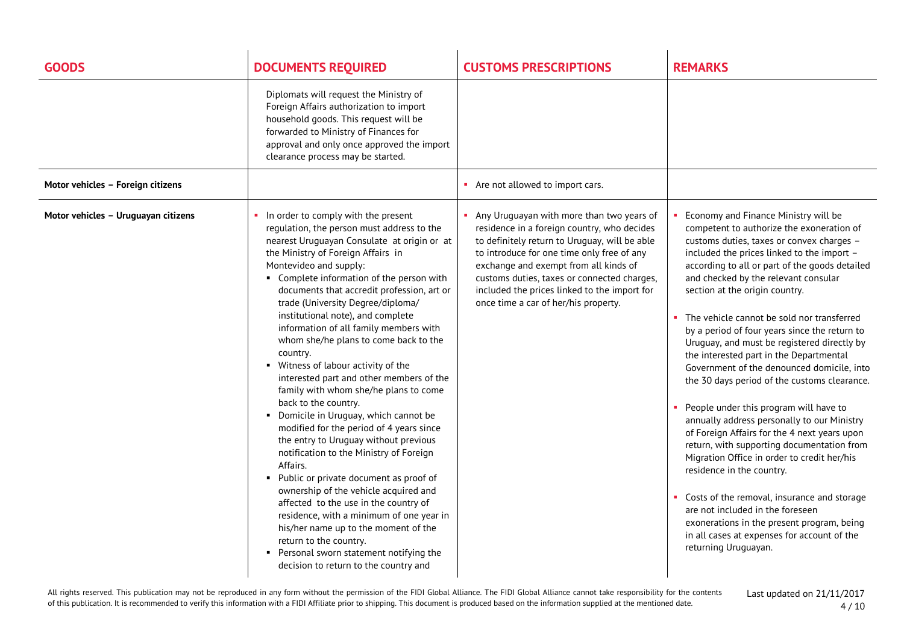| GOODS | DOCUMENTS REQUIRED | CUSTOMS PRESCRIPTIONS | REMARKS |
|---|---|---|---|
| | Diplomats will request the Ministry of Foreign Affairs authorization to import household goods. This request will be forwarded to Ministry of Finances for approval and only once approved the import clearance process may be started. | | |
| **Motor vehicles – Foreign citizens** | | ▪ Are not allowed to import cars. | |
| **Motor vehicles – Uruguayan citizens** | ▪ In order to comply with the present regulation, the person must address to the nearest Uruguayan Consulate at origin or at the Ministry of Foreign Affairs in Montevideo and supply:<br>▪ Complete information of the person with documents that accredit profession, art or trade (University Degree/diploma/ institutional note), and complete information of all family members with whom she/he plans to come back to the country.<br>▪ Witness of labour activity of the interested part and other members of the family with whom she/he plans to come back to the country.<br>▪ Domicile in Uruguay, which cannot be modified for the period of 4 years since the entry to Uruguay without previous notification to the Ministry of Foreign Affairs.<br>▪ Public or private document as proof of ownership of the vehicle acquired and affected to the use in the country of residence, with a minimum of one year in his/her name up to the moment of the return to the country.<br>▪ Personal sworn statement notifying the decision to return to the country and | ▪ Any Uruguayan with more than two years of residence in a foreign country, who decides to definitely return to Uruguay, will be able to introduce for one time only free of any exchange and exempt from all kinds of customs duties, taxes or connected charges, included the prices linked to the import for once time a car of her/his property. | ▪ Economy and Finance Ministry will be competent to authorize the exoneration of customs duties, taxes or convex charges – included the prices linked to the import – according to all or part of the goods detailed and checked by the relevant consular section at the origin country.<br>▪ The vehicle cannot be sold nor transferred by a period of four years since the return to Uruguay, and must be registered directly by the interested part in the Departmental Government of the denounced domicile, into the 30 days period of the customs clearance.<br>▪ People under this program will have to annually address personally to our Ministry of Foreign Affairs for the 4 next years upon return, with supporting documentation from Migration Office in order to credit her/his residence in the country.<br>▪ Costs of the removal, insurance and storage are not included in the foreseen exonerations in the present program, being in all cases at expenses for account of the returning Uruguayan. |

All rights reserved. This publication may not be reproduced in any form without the permission of the FIDI Global Alliance. The FIDI Global Alliance cannot take responsibility for the contents of this publication. It is recommended to verify this information with a FIDI Affiliate prior to shipping. This document is produced based on the information supplied at the mentioned date.

Last updated on 21/11/2017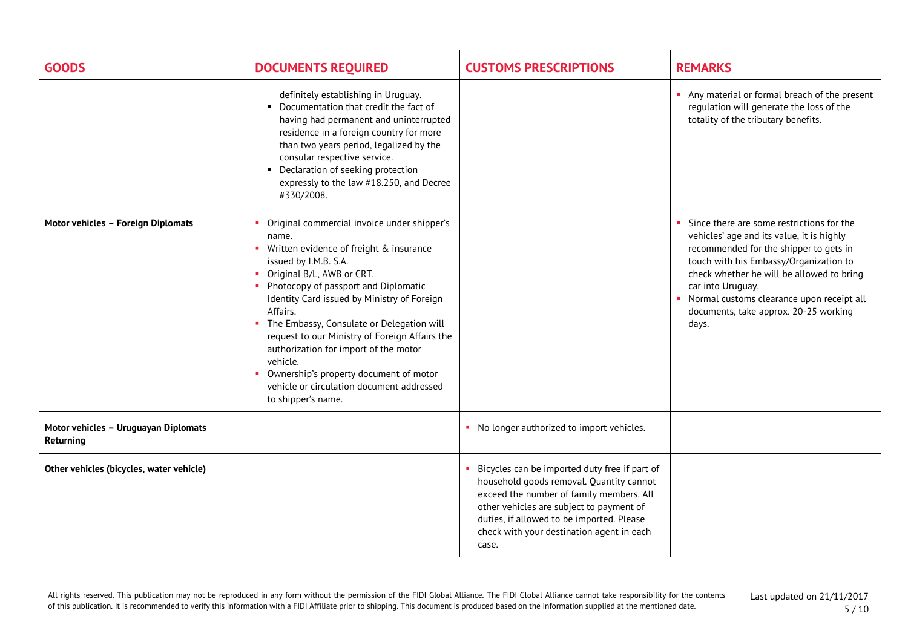| GOODS | DOCUMENTS REQUIRED | CUSTOMS PRESCRIPTIONS | REMARKS |
|---|---|---|---|
| | definitely establishing in Uruguay.<br>▪ Documentation that credit the fact of having had permanent and uninterrupted residence in a foreign country for more than two years period, legalized by the consular respective service.<br>▪ Declaration of seeking protection expressly to the law #18.250, and Decree #330/2008. | | ▪ Any material or formal breach of the present regulation will generate the loss of the totality of the tributary benefits. |
| **Motor vehicles – Foreign Diplomats** | ▪ Original commercial invoice under shipper's name.<br>▪ Written evidence of freight & insurance issued by I.M.B. S.A.<br>▪ Original B/L, AWB or CRT.<br>▪ Photocopy of passport and Diplomatic Identity Card issued by Ministry of Foreign Affairs.<br>▪ The Embassy, Consulate or Delegation will request to our Ministry of Foreign Affairs the authorization for import of the motor vehicle.<br>▪ Ownership's property document of motor vehicle or circulation document addressed to shipper's name. | | ▪ Since there are some restrictions for the vehicles' age and its value, it is highly recommended for the shipper to gets in touch with his Embassy/Organization to check whether he will be allowed to bring car into Uruguay.<br>▪ Normal customs clearance upon receipt all documents, take approx. 20-25 working days. |
| **Motor vehicles – Uruguayan Diplomats Returning** | | ▪ No longer authorized to import vehicles. | |
| **Other vehicles (bicycles, water vehicle)** | | ▪ Bicycles can be imported duty free if part of household goods removal. Quantity cannot exceed the number of family members. All other vehicles are subject to payment of duties, if allowed to be imported. Please check with your destination agent in each case. | |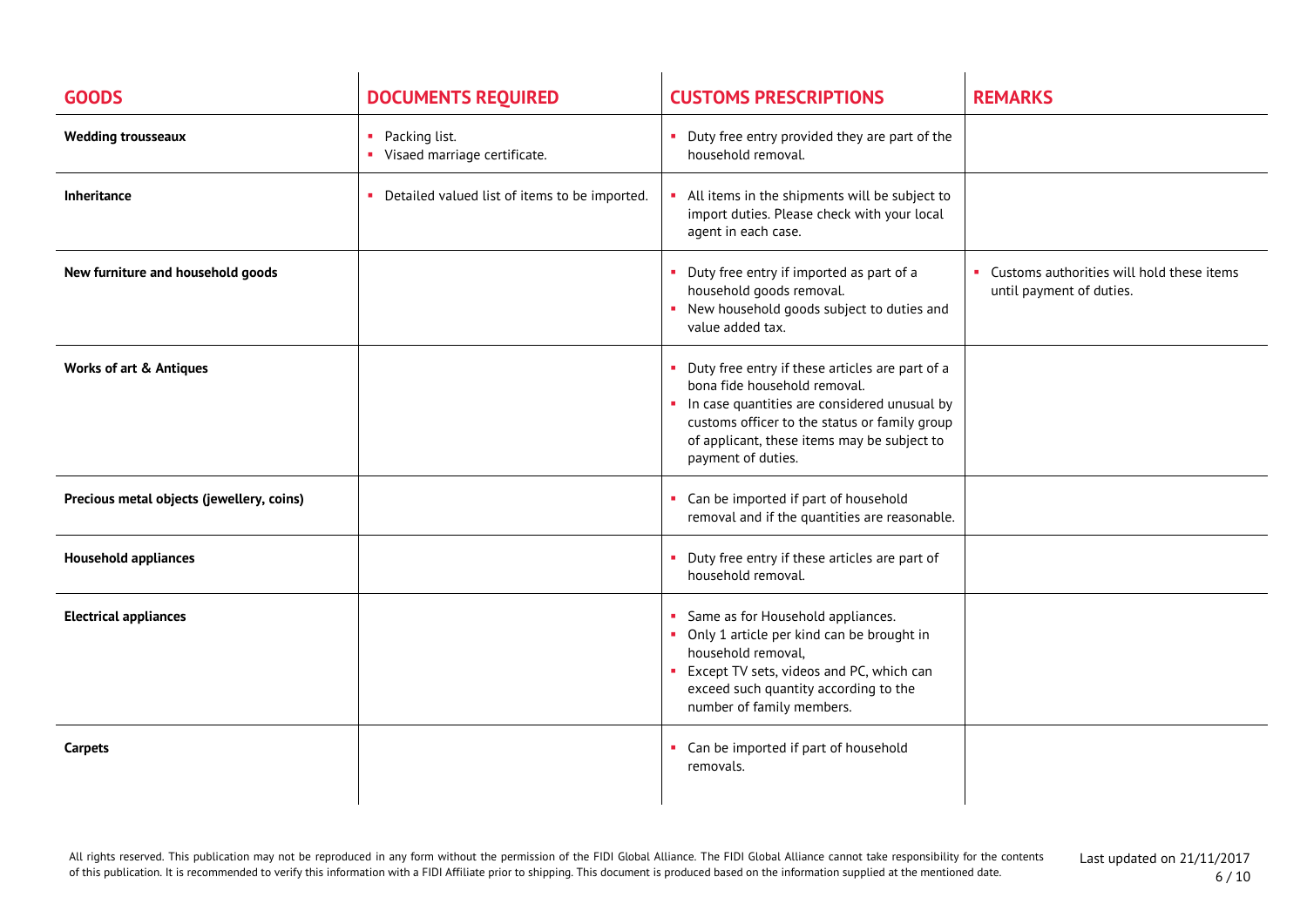| GOODS | DOCUMENTS REQUIRED | CUSTOMS PRESCRIPTIONS | REMARKS |
|---|---|---|---|
| **Wedding trousseaux** | ▪ Packing list.<br>▪ Visaed marriage certificate. | ▪ Duty free entry provided they are part of the household removal. | |
| **Inheritance** | ▪ Detailed valued list of items to be imported. | ▪ All items in the shipments will be subject to import duties. Please check with your local agent in each case. | |
| **New furniture and household goods** | | ▪ Duty free entry if imported as part of a household goods removal.<br>▪ New household goods subject to duties and value added tax. | ▪ Customs authorities will hold these items until payment of duties. |
| **Works of art & Antiques** | | ▪ Duty free entry if these articles are part of a bona fide household removal.<br>▪ In case quantities are considered unusual by customs officer to the status or family group of applicant, these items may be subject to payment of duties. | |
| **Precious metal objects (jewellery, coins)** | | ▪ Can be imported if part of household removal and if the quantities are reasonable. | |
| **Household appliances** | | ▪ Duty free entry if these articles are part of household removal. | |
| **Electrical appliances** | | ▪ Same as for Household appliances.<br>▪ Only 1 article per kind can be brought in household removal,<br>▪ Except TV sets, videos and PC, which can exceed such quantity according to the number of family members. | |
| **Carpets** | | ▪ Can be imported if part of household removals. | |

All rights reserved. This publication may not be reproduced in any form without the permission of the FIDI Global Alliance. The FIDI Global Alliance cannot take responsibility for the contents of this publication. It is recommended to verify this information with a FIDI Affiliate prior to shipping. This document is produced based on the information supplied at the mentioned date.

Last updated on 21/11/2017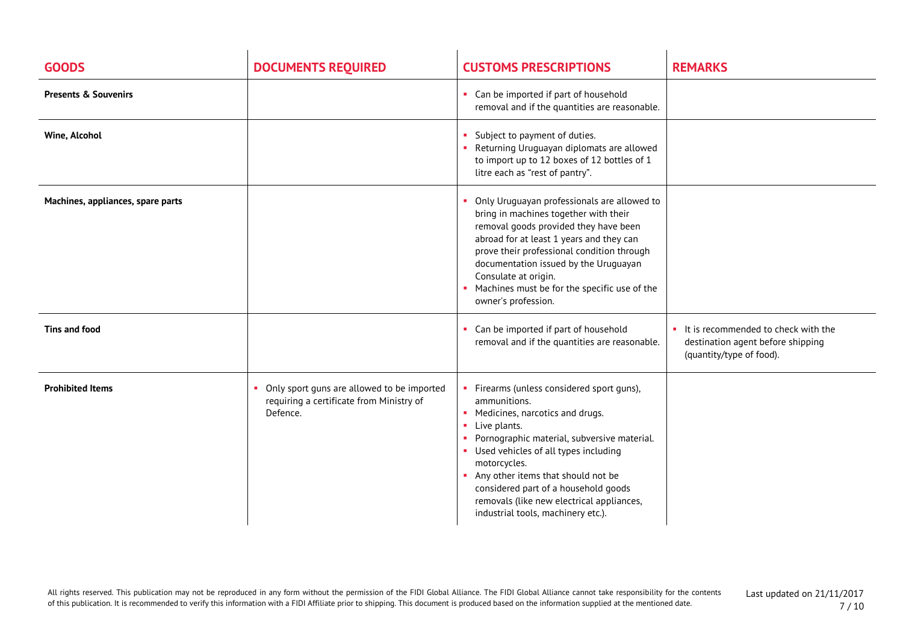| GOODS | DOCUMENTS REQUIRED | CUSTOMS PRESCRIPTIONS | REMARKS |
|---|---|---|---|
| **Presents & Souvenirs** | | ▪ Can be imported if part of household removal and if the quantities are reasonable. | |
| **Wine, Alcohol** | | ▪ Subject to payment of duties.<br>▪ Returning Uruguayan diplomats are allowed to import up to 12 boxes of 12 bottles of 1 litre each as "rest of pantry". | |
| **Machines, appliances, spare parts** | | ▪ Only Uruguayan professionals are allowed to bring in machines together with their removal goods provided they have been abroad for at least 1 years and they can prove their professional condition through documentation issued by the Uruguayan Consulate at origin.<br>▪ Machines must be for the specific use of the owner's profession. | |
| **Tins and food** | | ▪ Can be imported if part of household removal and if the quantities are reasonable. | ▪ It is recommended to check with the destination agent before shipping (quantity/type of food). |
| **Prohibited Items** | ▪ Only sport guns are allowed to be imported requiring a certificate from Ministry of Defence. | ▪ Firearms (unless considered sport guns), ammunitions.<br>▪ Medicines, narcotics and drugs.<br>▪ Live plants.<br>▪ Pornographic material, subversive material.<br>▪ Used vehicles of all types including motorcycles.<br>▪ Any other items that should not be considered part of a household goods removals (like new electrical appliances, industrial tools, machinery etc.). | |

All rights reserved. This publication may not be reproduced in any form without the permission of the FIDI Global Alliance. The FIDI Global Alliance cannot take responsibility for the contents of this publication. It is recommended to verify this information with a FIDI Affiliate prior to shipping. This document is produced based on the information supplied at the mentioned date.

Last updated on 21/11/2017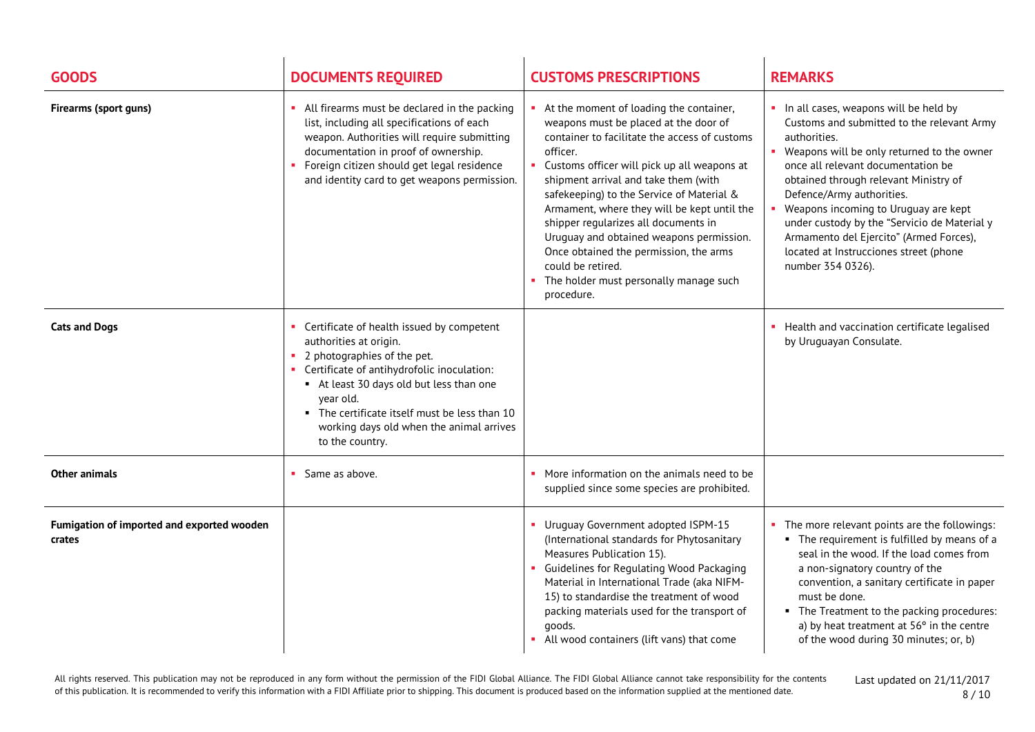| GOODS | DOCUMENTS REQUIRED | CUSTOMS PRESCRIPTIONS | REMARKS |
|---|---|---|---|
| **Firearms (sport guns)** | ▪ All firearms must be declared in the packing list, including all specifications of each weapon. Authorities will require submitting documentation in proof of ownership.<br>▪ Foreign citizen should get legal residence and identity card to get weapons permission. | ▪ At the moment of loading the container, weapons must be placed at the door of container to facilitate the access of customs officer.<br>▪ Customs officer will pick up all weapons at shipment arrival and take them (with safekeeping) to the Service of Material & Armament, where they will be kept until the shipper regularizes all documents in Uruguay and obtained weapons permission. Once obtained the permission, the arms could be retired.<br>▪ The holder must personally manage such procedure. | ▪ In all cases, weapons will be held by Customs and submitted to the relevant Army authorities.<br>▪ Weapons will be only returned to the owner once all relevant documentation be obtained through relevant Ministry of Defence/Army authorities.<br>▪ Weapons incoming to Uruguay are kept under custody by the "Servicio de Material y Armamento del Ejercito" (Armed Forces), located at Instrucciones street (phone number 354 0326). |
| **Cats and Dogs** | ▪ Certificate of health issued by competent authorities at origin.<br>▪ 2 photographies of the pet.<br>▪ Certificate of antihydrofolic inoculation:<br>&nbsp;&nbsp;▪ At least 30 days old but less than one year old.<br>&nbsp;&nbsp;▪ The certificate itself must be less than 10 working days old when the animal arrives to the country. | | ▪ Health and vaccination certificate legalised by Uruguayan Consulate. |
| **Other animals** | ▪ Same as above. | ▪ More information on the animals need to be supplied since some species are prohibited. | |
| **Fumigation of imported and exported wooden crates** | | ▪ Uruguay Government adopted ISPM-15 (International standards for Phytosanitary Measures Publication 15).<br>▪ Guidelines for Regulating Wood Packaging Material in International Trade (aka NIFM-15) to standardise the treatment of wood packing materials used for the transport of goods.<br>▪ All wood containers (lift vans) that come | ▪ The more relevant points are the followings:<br>&nbsp;&nbsp;▪ The requirement is fulfilled by means of a seal in the wood. If the load comes from a non-signatory country of the convention, a sanitary certificate in paper must be done.<br>&nbsp;&nbsp;▪ The Treatment to the packing procedures: a) by heat treatment at 56° in the centre of the wood during 30 minutes; or, b) |

All rights reserved. This publication may not be reproduced in any form without the permission of the FIDI Global Alliance. The FIDI Global Alliance cannot take responsibility for the contents of this publication. It is recommended to verify this information with a FIDI Affiliate prior to shipping. This document is produced based on the information supplied at the mentioned date.

Last updated on 21/11/2017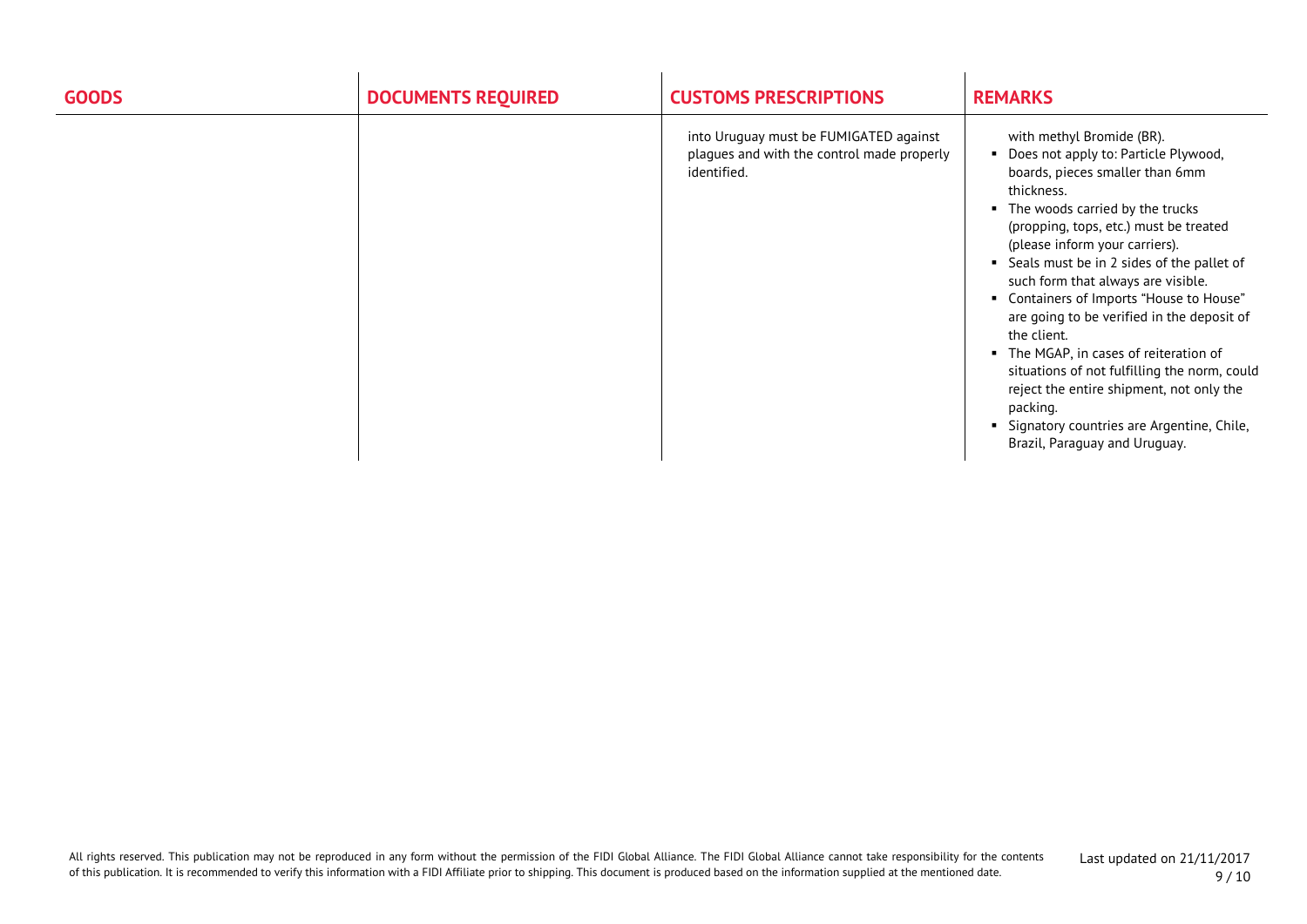| GOODS | DOCUMENTS REQUIRED | CUSTOMS PRESCRIPTIONS | REMARKS |
| --- | --- | --- | --- |
| | | into Uruguay must be FUMIGATED against plagues and with the control made properly identified. | with methyl Bromide (BR).<br>▪ Does not apply to: Particle Plywood, boards, pieces smaller than 6mm thickness.<br>▪ The woods carried by the trucks (propping, tops, etc.) must be treated (please inform your carriers).<br>▪ Seals must be in 2 sides of the pallet of such form that always are visible.<br>▪ Containers of Imports "House to House" are going to be verified in the deposit of the client.<br>▪ The MGAP, in cases of reiteration of situations of not fulfilling the norm, could reject the entire shipment, not only the packing.<br>▪ Signatory countries are Argentine, Chile, Brazil, Paraguay and Uruguay. |

All rights reserved. This publication may not be reproduced in any form without the permission of the FIDI Global Alliance. The FIDI Global Alliance cannot take responsibility for the contents of this publication. It is recommended to verify this information with a FIDI Affiliate prior to shipping. This document is produced based on the information supplied at the mentioned date.

Last updated on 21/11/2017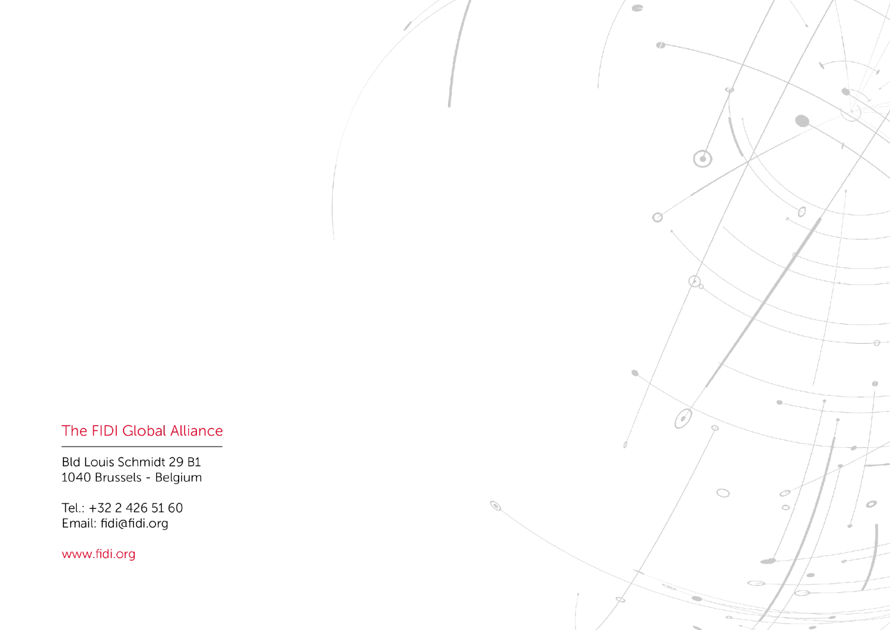## The FIDI Global Alliance

Bld Louis Schmidt 29 B1
1040 Brussels - Belgium

Tel.: +32 2 426 51 60
Email: fidi@fidi.org

www.fidi.org